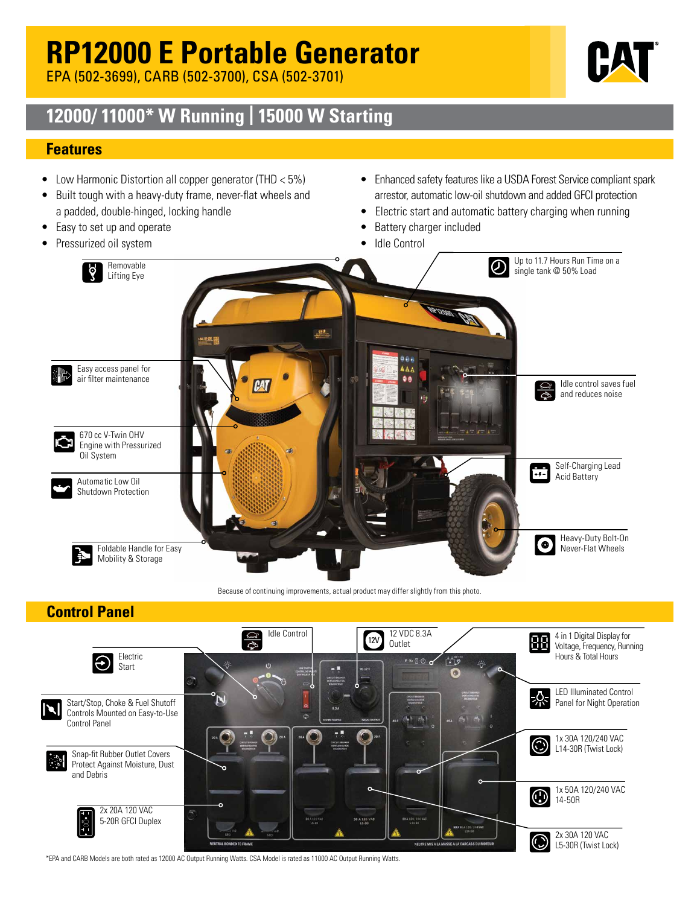# RP12000 E Portable Generator

EPA (502-3699), CARB (502-3700), CSA (502-3701)

## 12000/ 11000* W Running | 15000 W Starting

## Features

- Low Harmonic Distortion all copper generator (THD < 5%)
- Built tough with a heavy-duty frame, never-flat wheels and a padded, double-hinged, locking handle
- Easy to set up and operate
- Pressurized oil system
- Enhanced safety features like a USDA Forest Service compliant spark arrestor, automatic low-oil shutdown and added GFCI protection
- Electric start and automatic battery charging when running
- Battery charger included
- Idle Control

- Removable Lifting Eye
- Up to 11.7 Hours Run Time on a single tank @ 50% Load
- Easy access panel for air filter maintenance
- Idle control saves fuel and reduces noise
- 670 cc V-Twin OHV Engine with Pressurized Oil System
- Self-Charging Lead Acid Battery
- Automatic Low Oil Shutdown Protection
- Heavy-Duty Bolt-On Never-Flat Wheels
- Foldable Handle for Easy Mobility & Storage

Because of continuing improvements, actual product may differ slightly from this photo.

## Control Panel

- Idle Control
- 12 VDC 8.3A Outlet
- 4 in 1 Digital Display for Voltage, Frequency, Running Hours & Total Hours
- Electric Start
- LED Illuminated Control Panel for Night Operation
- Start/Stop, Choke & Fuel Shutoff Controls Mounted on Easy-to-Use Control Panel
- 1x 30A 120/240 VAC L14-30R (Twist Lock)
- Snap-fit Rubber Outlet Covers Protect Against Moisture, Dust and Debris
- 1x 50A 120/240 VAC 14-50R
- 2x 20A 120 VAC 5-20R GFCI Duplex
- 2x 30A 120 VAC L5-30R (Twist Lock)

*EPA and CARB Models are both rated as 12000 AC Output Running Watts. CSA Model is rated as 11000 AC Output Running Watts.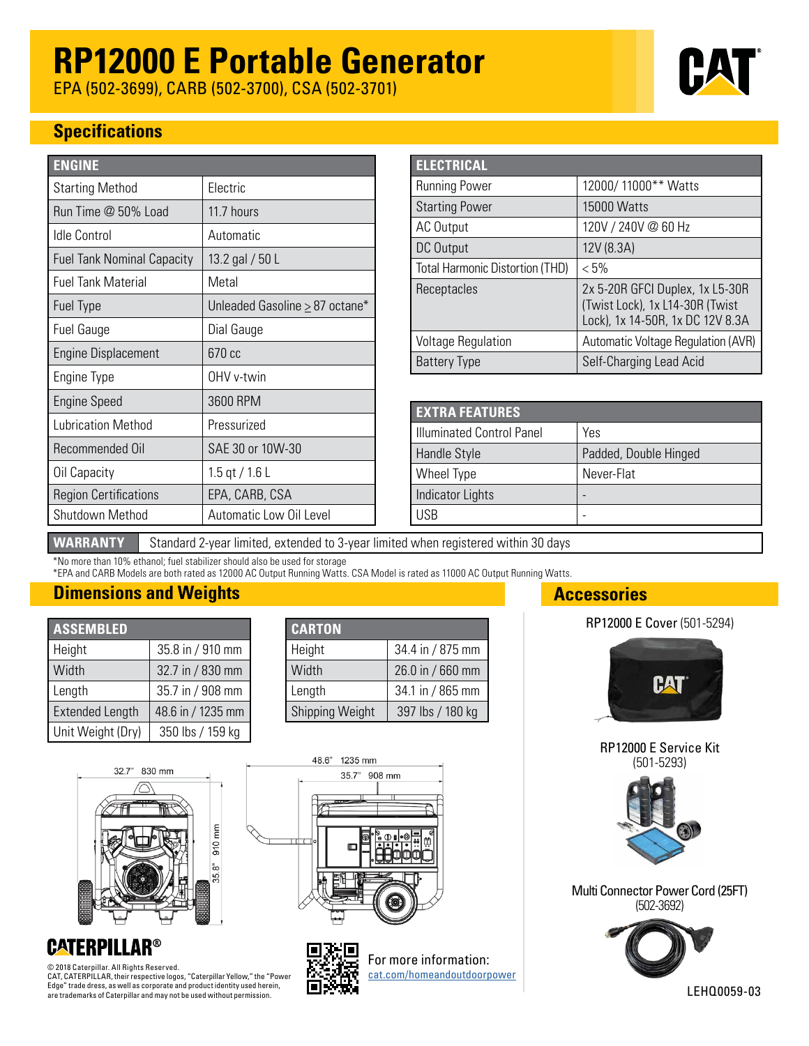# RP12000 E Portable Generator

EPA (502-3699), CARB (502-3700), CSA (502-3701)

## Specifications

| ENGINE | |
|---|---|
| Starting Method | Electric |
| Run Time @ 50% Load | 11.7 hours |
| Idle Control | Automatic |
| Fuel Tank Nominal Capacity | 13.2 gal / 50 L |
| Fuel Tank Material | Metal |
| Fuel Type | Unleaded Gasoline ≥ 87 octane* |
| Fuel Gauge | Dial Gauge |
| Engine Displacement | 670 cc |
| Engine Type | OHV v-twin |
| Engine Speed | 3600 RPM |
| Lubrication Method | Pressurized |
| Recommended Oil | SAE 30 or 10W-30 |
| Oil Capacity | 1.5 qt / 1.6 L |
| Region Certifications | EPA, CARB, CSA |
| Shutdown Method | Automatic Low Oil Level |

| ELECTRICAL | |
|---|---|
| Running Power | 12000/ 11000** Watts |
| Starting Power | 15000 Watts |
| AC Output | 120V / 240V @ 60 Hz |
| DC Output | 12V (8.3A) |
| Total Harmonic Distortion (THD) | < 5% |
| Receptacles | 2x 5-20R GFCI Duplex, 1x L5-30R (Twist Lock), 1x L14-30R (Twist Lock), 1x 14-50R, 1x DC 12V 8.3A |
| Voltage Regulation | Automatic Voltage Regulation (AVR) |
| Battery Type | Self-Charging Lead Acid |

| EXTRA FEATURES | |
|---|---|
| Illuminated Control Panel | Yes |
| Handle Style | Padded, Double Hinged |
| Wheel Type | Never-Flat |
| Indicator Lights | - |
| USB | - |

**WARRANTY** Standard 2-year limited, extended to 3-year limited when registered within 30 days

*No more than 10% ethanol; fuel stabilizer should also be used for storage

*EPA and CARB Models are both rated as 12000 AC Output Running Watts. CSA Model is rated as 11000 AC Output Running Watts.

## Dimensions and Weights

| ASSEMBLED | |
|---|---|
| Height | 35.8 in / 910 mm |
| Width | 32.7 in / 830 mm |
| Length | 35.7 in / 908 mm |
| Extended Length | 48.6 in / 1235 mm |
| Unit Weight (Dry) | 350 lbs / 159 kg |

| CARTON | |
|---|---|
| Height | 34.4 in / 875 mm |
| Width | 26.0 in / 660 mm |
| Length | 34.1 in / 865 mm |
| Shipping Weight | 397 lbs / 180 kg |

32.7" 830 mm

35.8" 910 mm

48.6" 1235 mm

35.7" 908 mm

## Accessories

RP12000 E Cover (501-5294)

RP12000 E Service Kit (501-5293)

Multi Connector Power Cord (25FT) (502-3692)

CATERPILLAR®

© 2018 Caterpillar. All Rights Reserved.
CAT, CATERPILLAR, their respective logos, "Caterpillar Yellow," the "Power Edge" trade dress, as well as corporate and product identity used herein, are trademarks of Caterpillar and may not be used without permission.

For more information:
cat.com/homeandoutdoorpower

LEHQ0059-03